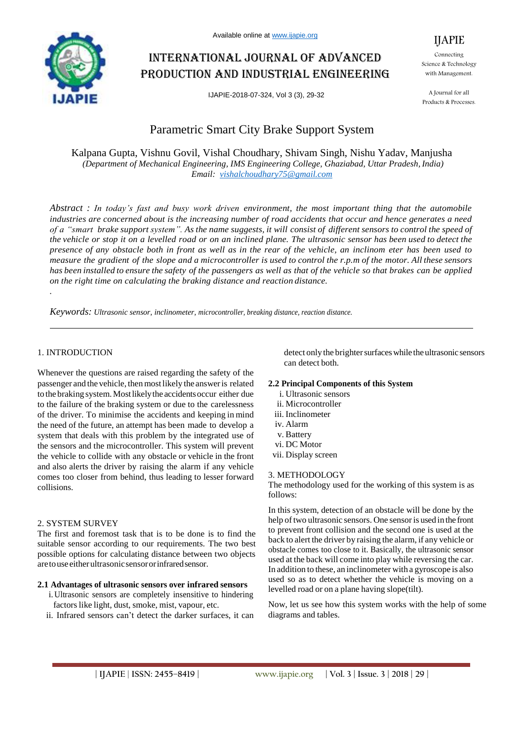# Parametric Smart City Brake Support System

Kalpana Gupta, Vishnu Govil, Vishal Choudhary, Shivam Singh, Nishu Yadav, Manjusha

*(Department of Mechanical Engineering, IMS Engineering College, Ghaziabad, Uttar Pradesh, India)*

*Email: vishalchoudhary75@gmail.com*

*Abstract : In today's fast and busy work driven environment, the most important thing that the automobile industries are concerned about is the increasing number of road accidents that occur and hence generates a need of a "smart brake support system". As the name suggests, it will consist of different sensors to control the speed of the vehicle or stop it on a levelled road or on an inclined plane. The ultrasonic sensor has been used to detect the presence of any obstacle both in front as well as in the rear of the vehicle, an inclinom eter has been used to measure the gradient of the slope and a microcontroller is used to control the r.p.m of the motor. All these sensors has been installed to ensure the safety of the passengers as well as that of the vehicle so that brakes can be applied on the right time on calculating the braking distance and reaction distance.*

.

*Keywords: Ultrasonic sensor, inclinometer, microcontroller, breaking distance, reaction distance.*

## 1. INTRODUCTION

Whenever the questions are raised regarding the safety of the passenger and the vehicle, then most likely the answer is related to the braking system. Most likely the accidents occur either due to the failure of the braking system or due to the carelessness of the driver. To minimise the accidents and keeping in mind the need of the future, an attempt has been made to develop a system that deals with this problem by the integrated use of the sensors and the microcontroller. This system will prevent the vehicle to collide with any obstacle or vehicle in the front and also alerts the driver by raising the alarm if any vehicle comes too closer from behind, thus leading to lesser forward collisions.

## 2. SYSTEM SURVEY

The first and foremost task that is to be done is to find the suitable sensor according to our requirements. The two best possible options for calculating distance between two objects are to use either ultrasonic sensor or infrared sensor.

### 2.1 Advantages of ultrasonic sensors over infrared sensors

i. Ultrasonic sensors are completely insensitive to hindering factors like light, dust, smoke, mist, vapour, etc.

ii. Infrared sensors can't detect the darker surfaces, it can detect only the brighter surfaces while the ultrasonic sensors can detect both.

### 2.2 Principal Components of this System

i. Ultrasonic sensors
ii. Microcontroller
iii. Inclinometer
iv. Alarm
v. Battery
vi. DC Motor
vii. Display screen

## 3. METHODOLOGY

The methodology used for the working of this system is as follows:

In this system, detection of an obstacle will be done by the help of two ultrasonic sensors. One sensor is used in the front to prevent front collision and the second one is used at the back to alert the driver by raising the alarm, if any vehicle or obstacle comes too close to it. Basically, the ultrasonic sensor used at the back will come into play while reversing the car. In addition to these, an inclinometer with a gyroscope is also used so as to detect whether the vehicle is moving on a levelled road or on a plane having slope(tilt).

Now, let us see how this system works with the help of some diagrams and tables.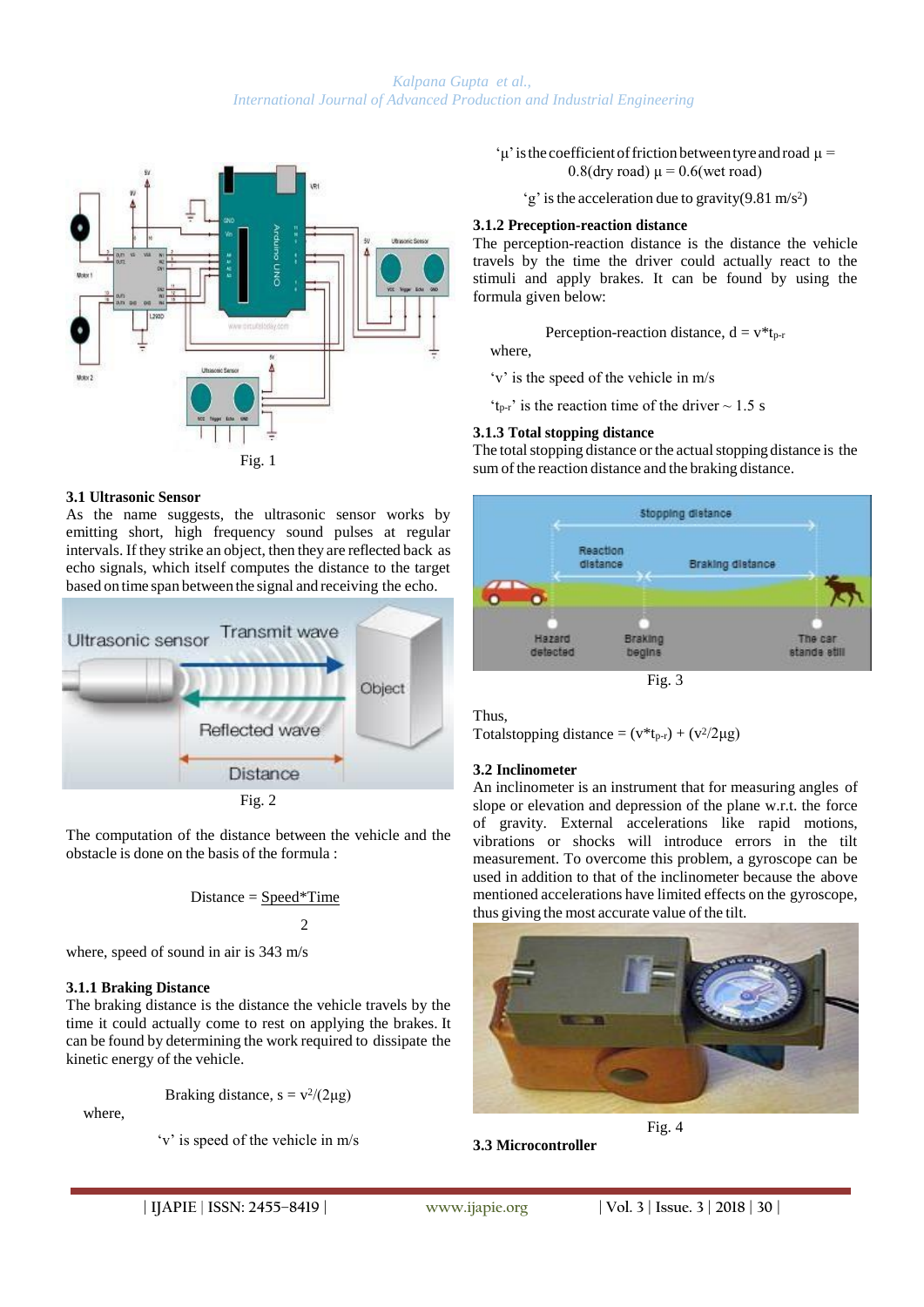Fig. 1

### 3.1 Ultrasonic Sensor

As the name suggests, the ultrasonic sensor works by emitting short, high frequency sound pulses at regular intervals. If they strike an object, then they are reflected back as echo signals, which itself computes the distance to the target based on time span between the signal and receiving the echo.

Fig. 2

The computation of the distance between the vehicle and the obstacle is done on the basis of the formula :

$$\text{Distance} = \frac{\text{Speed*Time}}{2}$$

where, speed of sound in air is 343 m/s

#### 3.1.1 Braking Distance

The braking distance is the distance the vehicle travels by the time it could actually come to rest on applying the brakes. It can be found by determining the work required to dissipate the kinetic energy of the vehicle.

$$\text{Braking distance, } s = v^2/(2\mu g)$$

where,

'v' is speed of the vehicle in m/s

'μ' is the coefficient of friction between tyre and road $\mu = 0.8$(dry road) $\mu = 0.6$(wet road)

'g' is the acceleration due to gravity(9.81 m/s²)

#### 3.1.2 Preception-reaction distance

The perception-reaction distance is the distance the vehicle travels by the time the driver could actually react to the stimuli and apply brakes. It can be found by using the formula given below:

$$\text{Perception-reaction distance, } d = v*t_{p\text{-}r}$$

where,

'v' is the speed of the vehicle in m/s

'$t_{p\text{-}r}$' is the reaction time of the driver ~ 1.5 s

#### 3.1.3 Total stopping distance

The total stopping distance or the actual stopping distance is the sum of the reaction distance and the braking distance.

Fig. 3

Thus,

Totalstopping distance = $(v*t_{p\text{-}r}) + (v^2/2\mu g)$

### 3.2 Inclinometer

An inclinometer is an instrument that for measuring angles of slope or elevation and depression of the plane w.r.t. the force of gravity. External accelerations like rapid motions, vibrations or shocks will introduce errors in the tilt measurement. To overcome this problem, a gyroscope can be used in addition to that of the inclinometer because the above mentioned accelerations have limited effects on the gyroscope, thus giving the most accurate value of the tilt.

Fig. 4

### 3.3 Microcontroller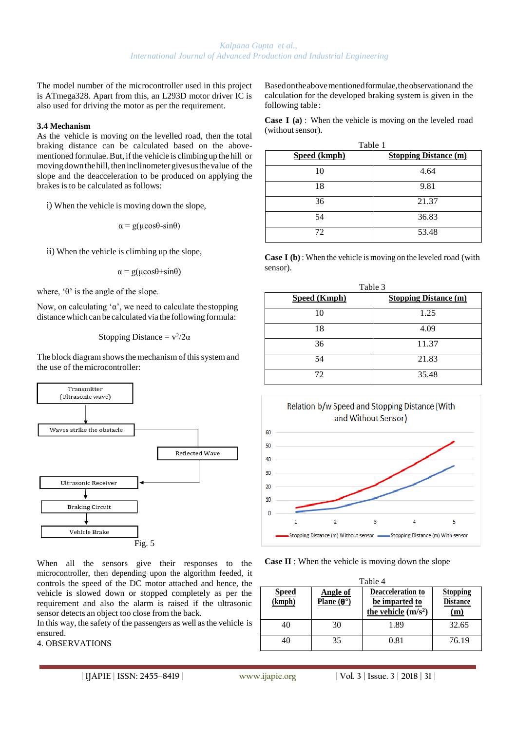The model number of the microcontroller used in this project is ATmega328. Apart from this, an L293D motor driver IC is also used for driving the motor as per the requirement.

### 3.4 Mechanism

As the vehicle is moving on the levelled road, then the total braking distance can be calculated based on the above-mentioned formulae. But, if the vehicle is climbing up the hill or moving down the hill, then inclinometer gives us the value of the slope and the deacceleration to be produced on applying the brakes is to be calculated as follows:

i) When the vehicle is moving down the slope,

$$\alpha = g(\mu\cos\theta - \sin\theta)$$

ii) When the vehicle is climbing up the slope,

$$\alpha = g(\mu\cos\theta + \sin\theta)$$

where, 'θ' is the angle of the slope.

Now, on calculating 'α', we need to calculate the stopping distance which can be calculated via the following formula:

$$\text{Stopping Distance} = v^2/2\alpha$$

The block diagram shows the mechanism of this system and the use of the microcontroller:

Transmitter (Ultrasonic wave) → Waves strike the obstacle → Reflected Wave → Ultrasonic Receiver → Braking Circuit → Vehicle Brake

Fig. 5

When all the sensors give their responses to the microcontroller, then depending upon the algorithm feeded, it controls the speed of the DC motor attached and hence, the vehicle is slowed down or stopped completely as per the requirement and also the alarm is raised if the ultrasonic sensor detects an object too close from the back.

In this way, the safety of the passengers as well as the vehicle is ensured.

## 4. OBSERVATIONS

Based on the above mentioned formulae, the observation and the calculation for the developed braking system is given in the following table:

**Case I (a)** : When the vehicle is moving on the leveled road (without sensor).

Table 1

| Speed (kmph) | Stopping Distance (m) |
|---|---|
| 10 | 4.64 |
| 18 | 9.81 |
| 36 | 21.37 |
| 54 | 36.83 |
| 72 | 53.48 |

**Case I (b)** : When the vehicle is moving on the leveled road (with sensor).

Table 3

| Speed (Kmph) | Stopping Distance (m) |
|---|---|
| 10 | 1.25 |
| 18 | 4.09 |
| 36 | 11.37 |
| 54 | 21.83 |
| 72 | 35.48 |

Relation b/w Speed and Stopping Distance (With and Without Sensor)

(Chart: Stopping Distance (m) Without sensor; Stopping Distance (m) With sensor; x-axis 1–5, y-axis 0–60)

**Case II** : When the vehicle is moving down the slope

Table 4

| Speed (kmph) | Angle of Plane (θ°) | Deacceleration to be imparted to the vehicle (m/s²) | Stopping Distance (m) |
|---|---|---|---|
| 40 | 30 | 1.89 | 32.65 |
| 40 | 35 | 0.81 | 76.19 |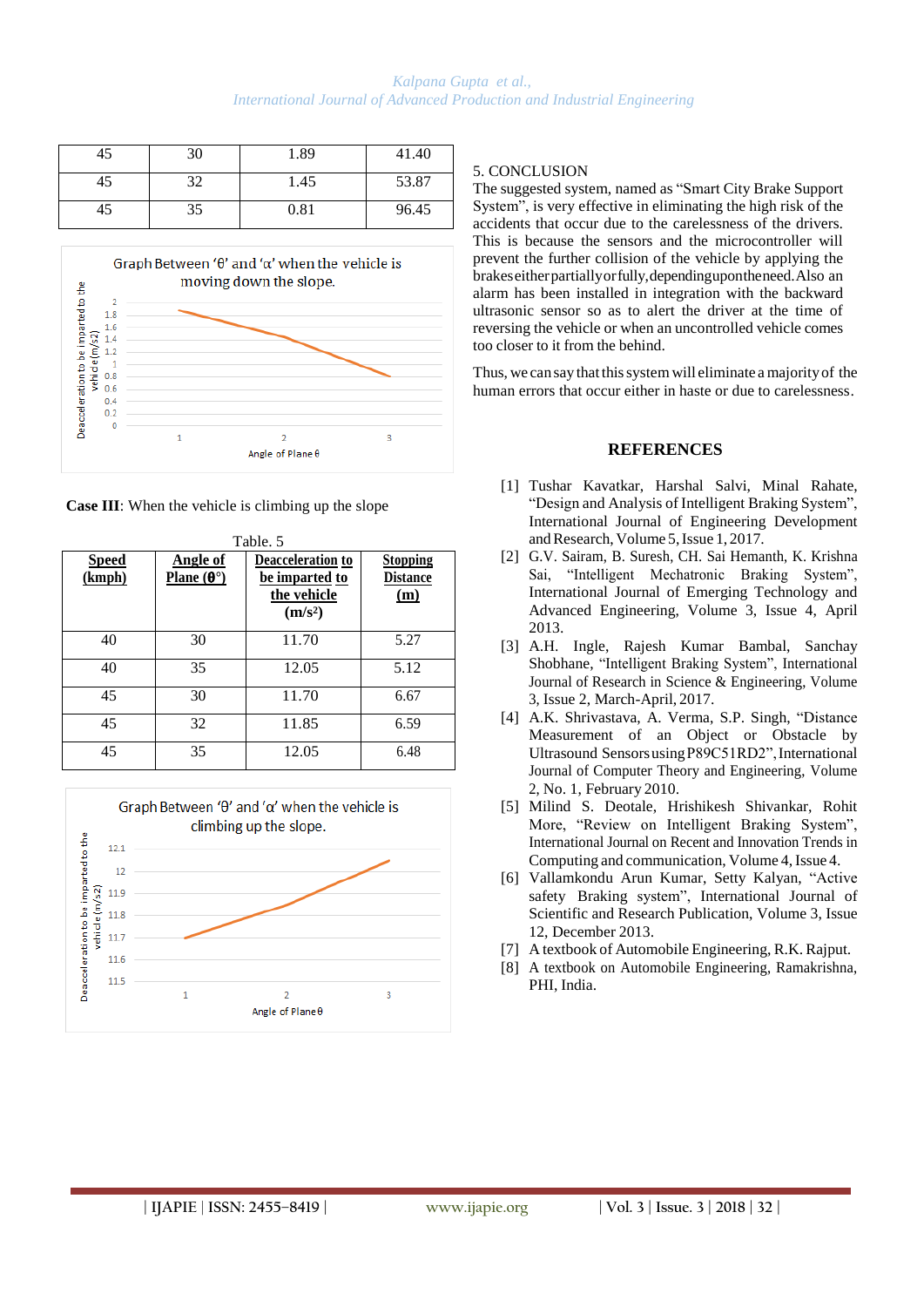| | | | |
|---|---|---|---|
| 45 | 30 | 1.89 | 41.40 |
| 45 | 32 | 1.45 | 53.87 |
| 45 | 35 | 0.81 | 96.45 |

Graph Between 'θ' and 'α' when the vehicle is moving down the slope.

Deacceleration to be imparted to the vehicle (m/s2)

2
1.8
1.6
1.4
1.2
1
0.8
0.6
0.4
0.2
0

1
2
3

Angle of Plane θ

**Case III**: When the vehicle is climbing up the slope

Table. 5

| Speed (kmph) | Angle of Plane (θ°) | Deacceleration to be imparted to the vehicle (m/s²) | Stopping Distance (m) |
|---|---|---|---|
| 40 | 30 | 11.70 | 5.27 |
| 40 | 35 | 12.05 | 5.12 |
| 45 | 30 | 11.70 | 6.67 |
| 45 | 32 | 11.85 | 6.59 |
| 45 | 35 | 12.05 | 6.48 |

Graph Between 'θ' and 'α' when the vehicle is climbing up the slope.

Deacceleration to be imparted to the vehicle (m/s2)

12.1
12
11.9
11.8
11.7
11.6
11.5

1
2
3

Angle of Plane θ

## 5. CONCLUSION

The suggested system, named as "Smart City Brake Support System", is very effective in eliminating the high risk of the accidents that occur due to the carelessness of the drivers. This is because the sensors and the microcontroller will prevent the further collision of the vehicle by applying the brakes either partially or fully, depending upon the need. Also an alarm has been installed in integration with the backward ultrasonic sensor so as to alert the driver at the time of reversing the vehicle or when an uncontrolled vehicle comes too closer to it from the behind.

Thus, we can say that this system will eliminate a majority of the human errors that occur either in haste or due to carelessness.

## REFERENCES

[1] Tushar Kavatkar, Harshal Salvi, Minal Rahate, "Design and Analysis of Intelligent Braking System", International Journal of Engineering Development and Research, Volume 5, Issue 1, 2017.

[2] G.V. Sairam, B. Suresh, CH. Sai Hemanth, K. Krishna Sai, "Intelligent Mechatronic Braking System", International Journal of Emerging Technology and Advanced Engineering, Volume 3, Issue 4, April 2013.

[3] A.H. Ingle, Rajesh Kumar Bambal, Sanchay Shobhane, "Intelligent Braking System", International Journal of Research in Science & Engineering, Volume 3, Issue 2, March-April, 2017.

[4] A.K. Shrivastava, A. Verma, S.P. Singh, "Distance Measurement of an Object or Obstacle by Ultrasound Sensors using P89C51RD2", International Journal of Computer Theory and Engineering, Volume 2, No. 1, February 2010.

[5] Milind S. Deotale, Hrishikesh Shivankar, Rohit More, "Review on Intelligent Braking System", International Journal on Recent and Innovation Trends in Computing and communication, Volume 4, Issue 4.

[6] Vallamkondu Arun Kumar, Setty Kalyan, "Active safety Braking system", International Journal of Scientific and Research Publication, Volume 3, Issue 12, December 2013.

[7] A textbook of Automobile Engineering, R.K. Rajput.

[8] A textbook on Automobile Engineering, Ramakrishna, PHI, India.